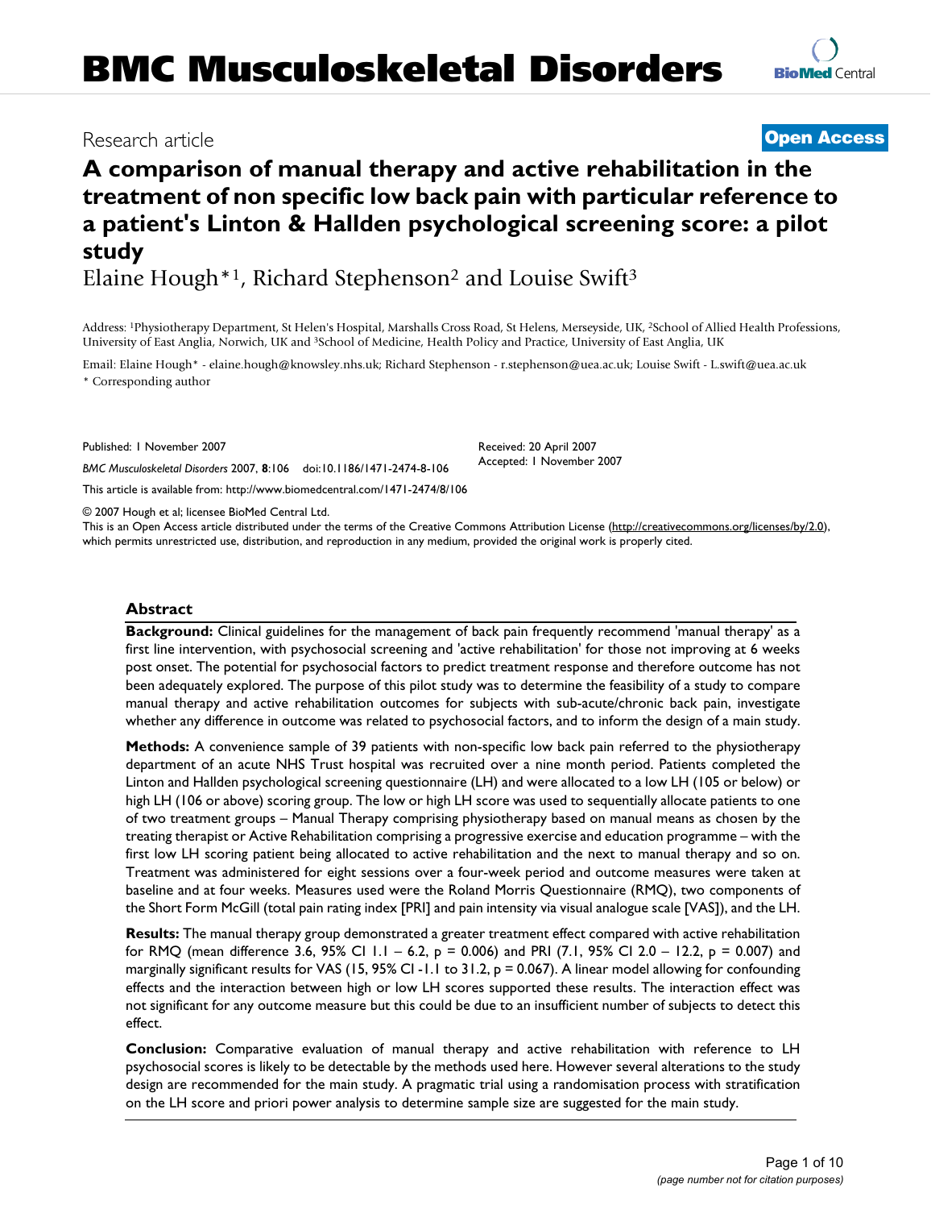# BMC Musculoskeletal Disorders

Research article

**Open Access**

# A comparison of manual therapy and active rehabilitation in the treatment of non specific low back pain with particular reference to a patient's Linton & Hallden psychological screening score: a pilot study

Elaine Hough*[1], Richard Stephenson[2] and Louise Swift[3]

Address: [1]Physiotherapy Department, St Helen's Hospital, Marshalls Cross Road, St Helens, Merseyside, UK, [2]School of Allied Health Professions, University of East Anglia, Norwich, UK and [3]School of Medicine, Health Policy and Practice, University of East Anglia, UK

Email: Elaine Hough* - elaine.hough@knowsley.nhs.uk; Richard Stephenson - r.stephenson@uea.ac.uk; Louise Swift - L.swift@uea.ac.uk

* Corresponding author

Published: 1 November 2007

*BMC Musculoskeletal Disorders* 2007, **8**:106 doi:10.1186/1471-2474-8-106

Received: 20 April 2007
Accepted: 1 November 2007

This article is available from: http://www.biomedcentral.com/1471-2474/8/106

© 2007 Hough et al; licensee BioMed Central Ltd.

This is an Open Access article distributed under the terms of the Creative Commons Attribution License (http://creativecommons.org/licenses/by/2.0), which permits unrestricted use, distribution, and reproduction in any medium, provided the original work is properly cited.

## Abstract

**Background:** Clinical guidelines for the management of back pain frequently recommend 'manual therapy' as a first line intervention, with psychosocial screening and 'active rehabilitation' for those not improving at 6 weeks post onset. The potential for psychosocial factors to predict treatment response and therefore outcome has not been adequately explored. The purpose of this pilot study was to determine the feasibility of a study to compare manual therapy and active rehabilitation outcomes for subjects with sub-acute/chronic back pain, investigate whether any difference in outcome was related to psychosocial factors, and to inform the design of a main study.

**Methods:** A convenience sample of 39 patients with non-specific low back pain referred to the physiotherapy department of an acute NHS Trust hospital was recruited over a nine month period. Patients completed the Linton and Hallden psychological screening questionnaire (LH) and were allocated to a low LH (105 or below) or high LH (106 or above) scoring group. The low or high LH score was used to sequentially allocate patients to one of two treatment groups – Manual Therapy comprising physiotherapy based on manual means as chosen by the treating therapist or Active Rehabilitation comprising a progressive exercise and education programme – with the first low LH scoring patient being allocated to active rehabilitation and the next to manual therapy and so on. Treatment was administered for eight sessions over a four-week period and outcome measures were taken at baseline and at four weeks. Measures used were the Roland Morris Questionnaire (RMQ), two components of the Short Form McGill (total pain rating index [PRI] and pain intensity via visual analogue scale [VAS]), and the LH.

**Results:** The manual therapy group demonstrated a greater treatment effect compared with active rehabilitation for RMQ (mean difference 3.6, 95% CI 1.1 – 6.2, $p = 0.006$) and PRI (7.1, 95% CI 2.0 – 12.2, $p = 0.007$) and marginally significant results for VAS (15, 95% CI -1.1 to 31.2, $p = 0.067$). A linear model allowing for confounding effects and the interaction between high or low LH scores supported these results. The interaction effect was not significant for any outcome measure but this could be due to an insufficient number of subjects to detect this effect.

**Conclusion:** Comparative evaluation of manual therapy and active rehabilitation with reference to LH psychosocial scores is likely to be detectable by the methods used here. However several alterations to the study design are recommended for the main study. A pragmatic trial using a randomisation process with stratification on the LH score and priori power analysis to determine sample size are suggested for the main study.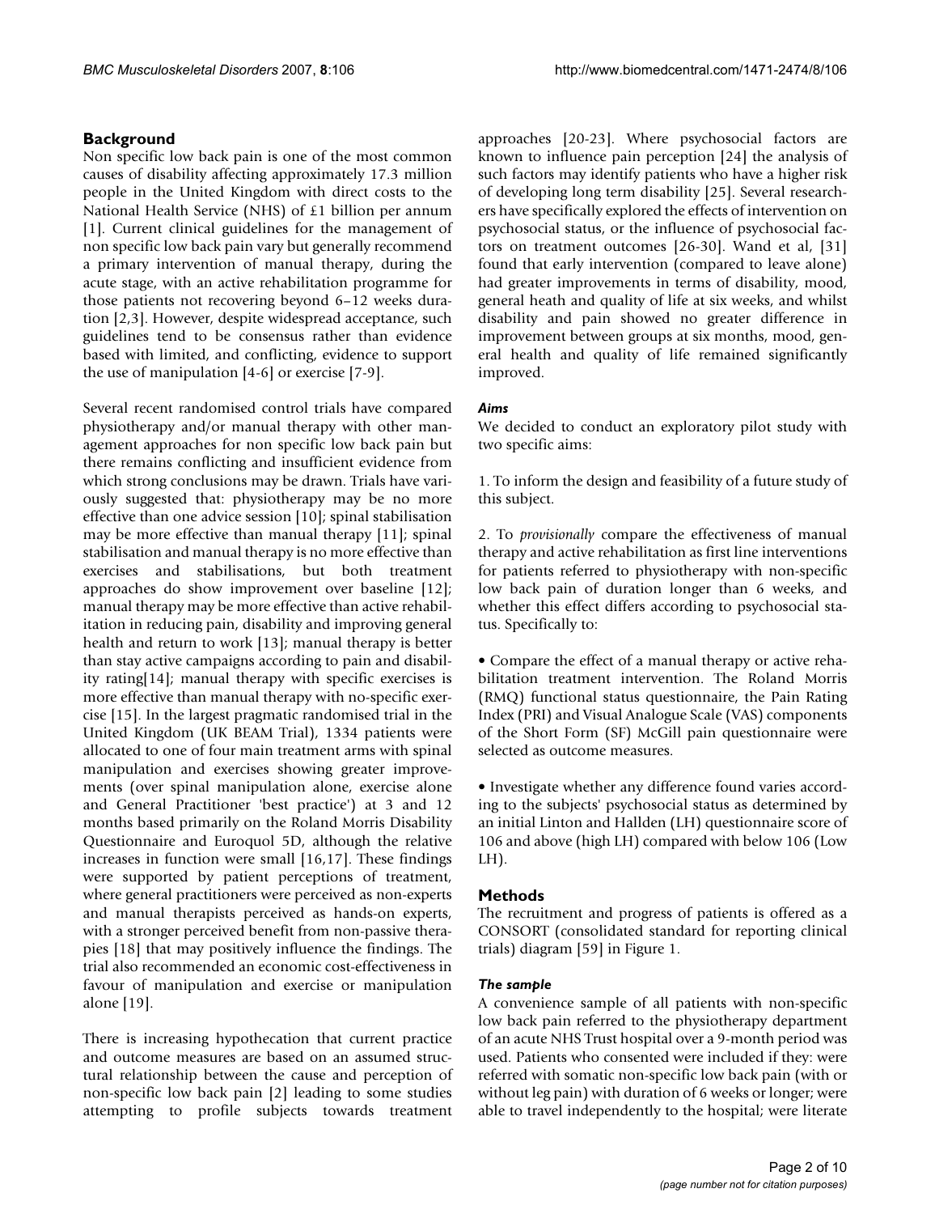## Background

Non specific low back pain is one of the most common causes of disability affecting approximately 17.3 million people in the United Kingdom with direct costs to the National Health Service (NHS) of £1 billion per annum [1]. Current clinical guidelines for the management of non specific low back pain vary but generally recommend a primary intervention of manual therapy, during the acute stage, with an active rehabilitation programme for those patients not recovering beyond 6–12 weeks duration [2,3]. However, despite widespread acceptance, such guidelines tend to be consensus rather than evidence based with limited, and conflicting, evidence to support the use of manipulation [4-6] or exercise [7-9].

Several recent randomised control trials have compared physiotherapy and/or manual therapy with other management approaches for non specific low back pain but there remains conflicting and insufficient evidence from which strong conclusions may be drawn. Trials have variously suggested that: physiotherapy may be no more effective than one advice session [10]; spinal stabilisation may be more effective than manual therapy [11]; spinal stabilisation and manual therapy is no more effective than exercises and stabilisations, but both treatment approaches do show improvement over baseline [12]; manual therapy may be more effective than active rehabilitation in reducing pain, disability and improving general health and return to work [13]; manual therapy is better than stay active campaigns according to pain and disability rating[14]; manual therapy with specific exercises is more effective than manual therapy with no-specific exercise [15]. In the largest pragmatic randomised trial in the United Kingdom (UK BEAM Trial), 1334 patients were allocated to one of four main treatment arms with spinal manipulation and exercises showing greater improvements (over spinal manipulation alone, exercise alone and General Practitioner 'best practice') at 3 and 12 months based primarily on the Roland Morris Disability Questionnaire and Euroquol 5D, although the relative increases in function were small [16,17]. These findings were supported by patient perceptions of treatment, where general practitioners were perceived as non-experts and manual therapists perceived as hands-on experts, with a stronger perceived benefit from non-passive therapies [18] that may positively influence the findings. The trial also recommended an economic cost-effectiveness in favour of manipulation and exercise or manipulation alone [19].

There is increasing hypothecation that current practice and outcome measures are based on an assumed structural relationship between the cause and perception of non-specific low back pain [2] leading to some studies attempting to profile subjects towards treatment approaches [20-23]. Where psychosocial factors are known to influence pain perception [24] the analysis of such factors may identify patients who have a higher risk of developing long term disability [25]. Several researchers have specifically explored the effects of intervention on psychosocial status, or the influence of psychosocial factors on treatment outcomes [26-30]. Wand et al, [31] found that early intervention (compared to leave alone) had greater improvements in terms of disability, mood, general heath and quality of life at six weeks, and whilst disability and pain showed no greater difference in improvement between groups at six months, mood, general health and quality of life remained significantly improved.

### *Aims*

We decided to conduct an exploratory pilot study with two specific aims:

1. To inform the design and feasibility of a future study of this subject.

2. To *provisionally* compare the effectiveness of manual therapy and active rehabilitation as first line interventions for patients referred to physiotherapy with non-specific low back pain of duration longer than 6 weeks, and whether this effect differs according to psychosocial status. Specifically to:

- Compare the effect of a manual therapy or active rehabilitation treatment intervention. The Roland Morris (RMQ) functional status questionnaire, the Pain Rating Index (PRI) and Visual Analogue Scale (VAS) components of the Short Form (SF) McGill pain questionnaire were selected as outcome measures.

- Investigate whether any difference found varies according to the subjects' psychosocial status as determined by an initial Linton and Hallden (LH) questionnaire score of 106 and above (high LH) compared with below 106 (Low LH).

## Methods

The recruitment and progress of patients is offered as a CONSORT (consolidated standard for reporting clinical trials) diagram [59] in Figure 1.

### *The sample*

A convenience sample of all patients with non-specific low back pain referred to the physiotherapy department of an acute NHS Trust hospital over a 9-month period was used. Patients who consented were included if they: were referred with somatic non-specific low back pain (with or without leg pain) with duration of 6 weeks or longer; were able to travel independently to the hospital; were literate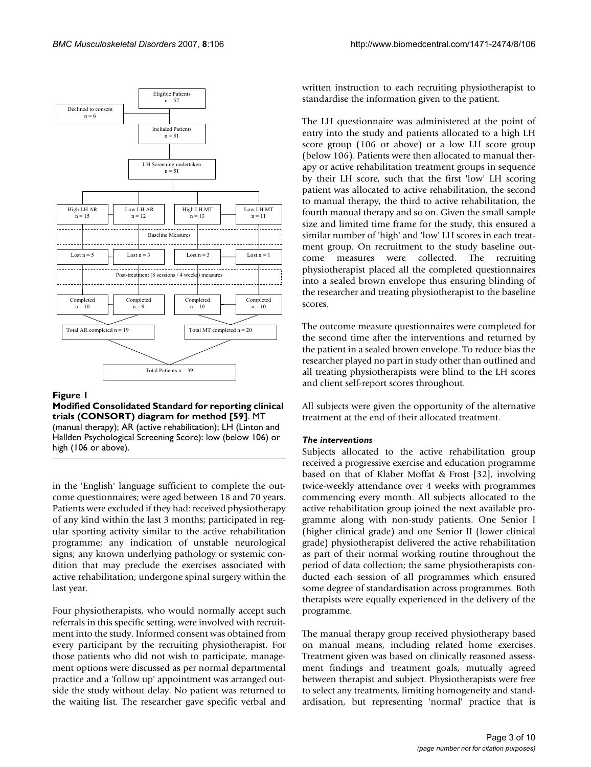Eligible Patients n = 57

Declined to consent n = 6

Included Patients n = 51

LH Screening undertaken n = 51

| High LH AR | Low LH AR | High LH MT | Low LH MT |
| --- | --- | --- | --- |
| n = 15 | n = 12 | n = 13 | n = 11 |
| Baseline Measures | | | |
| Lost n = 5 | Lost n = 3 | Lost n = 3 | Lost n = 1 |
| Post-treatment (8 sessions / 4 weeks) measures | | | |
| Completed n = 10 | Completed n = 9 | Completed n = 10 | Completed n = 10 |

Total AR completed n = 19

Total MT completed n = 20

Total Patients n = 39

**Figure 1**

**Modified Consolidated Standard for reporting clinical trials (CONSORT) diagram for method [59]**. MT (manual therapy); AR (active rehabilitation); LH (Linton and Hallden Psychological Screening Score): low (below 106) or high (106 or above).

in the 'English' language sufficient to complete the outcome questionnaires; were aged between 18 and 70 years. Patients were excluded if they had: received physiotherapy of any kind within the last 3 months; participated in regular sporting activity similar to the active rehabilitation programme; any indication of unstable neurological signs; any known underlying pathology or systemic condition that may preclude the exercises associated with active rehabilitation; undergone spinal surgery within the last year.

Four physiotherapists, who would normally accept such referrals in this specific setting, were involved with recruitment into the study. Informed consent was obtained from every participant by the recruiting physiotherapist. For those patients who did not wish to participate, management options were discussed as per normal departmental practice and a 'follow up' appointment was arranged outside the study without delay. No patient was returned to the waiting list. The researcher gave specific verbal and written instruction to each recruiting physiotherapist to standardise the information given to the patient.

The LH questionnaire was administered at the point of entry into the study and patients allocated to a high LH score group (106 or above) or a low LH score group (below 106). Patients were then allocated to manual therapy or active rehabilitation treatment groups in sequence by their LH score, such that the first 'low' LH scoring patient was allocated to active rehabilitation, the second to manual therapy, the third to active rehabilitation, the fourth manual therapy and so on. Given the small sample size and limited time frame for the study, this ensured a similar number of 'high' and 'low' LH scores in each treatment group. On recruitment to the study baseline outcome measures were collected. The recruiting physiotherapist placed all the completed questionnaires into a sealed brown envelope thus ensuring blinding of the researcher and treating physiotherapist to the baseline scores.

The outcome measure questionnaires were completed for the second time after the interventions and returned by the patient in a sealed brown envelope. To reduce bias the researcher played no part in study other than outlined and all treating physiotherapists were blind to the LH scores and client self-report scores throughout.

All subjects were given the opportunity of the alternative treatment at the end of their allocated treatment.

### *The interventions*

Subjects allocated to the active rehabilitation group received a progressive exercise and education programme based on that of Klaber Moffat & Frost [32], involving twice-weekly attendance over 4 weeks with programmes commencing every month. All subjects allocated to the active rehabilitation group joined the next available programme along with non-study patients. One Senior I (higher clinical grade) and one Senior II (lower clinical grade) physiotherapist delivered the active rehabilitation as part of their normal working routine throughout the period of data collection; the same physiotherapists conducted each session of all programmes which ensured some degree of standardisation across programmes. Both therapists were equally experienced in the delivery of the programme.

The manual therapy group received physiotherapy based on manual means, including related home exercises. Treatment given was based on clinically reasoned assessment findings and treatment goals, mutually agreed between therapist and subject. Physiotherapists were free to select any treatments, limiting homogeneity and standardisation, but representing 'normal' practice that is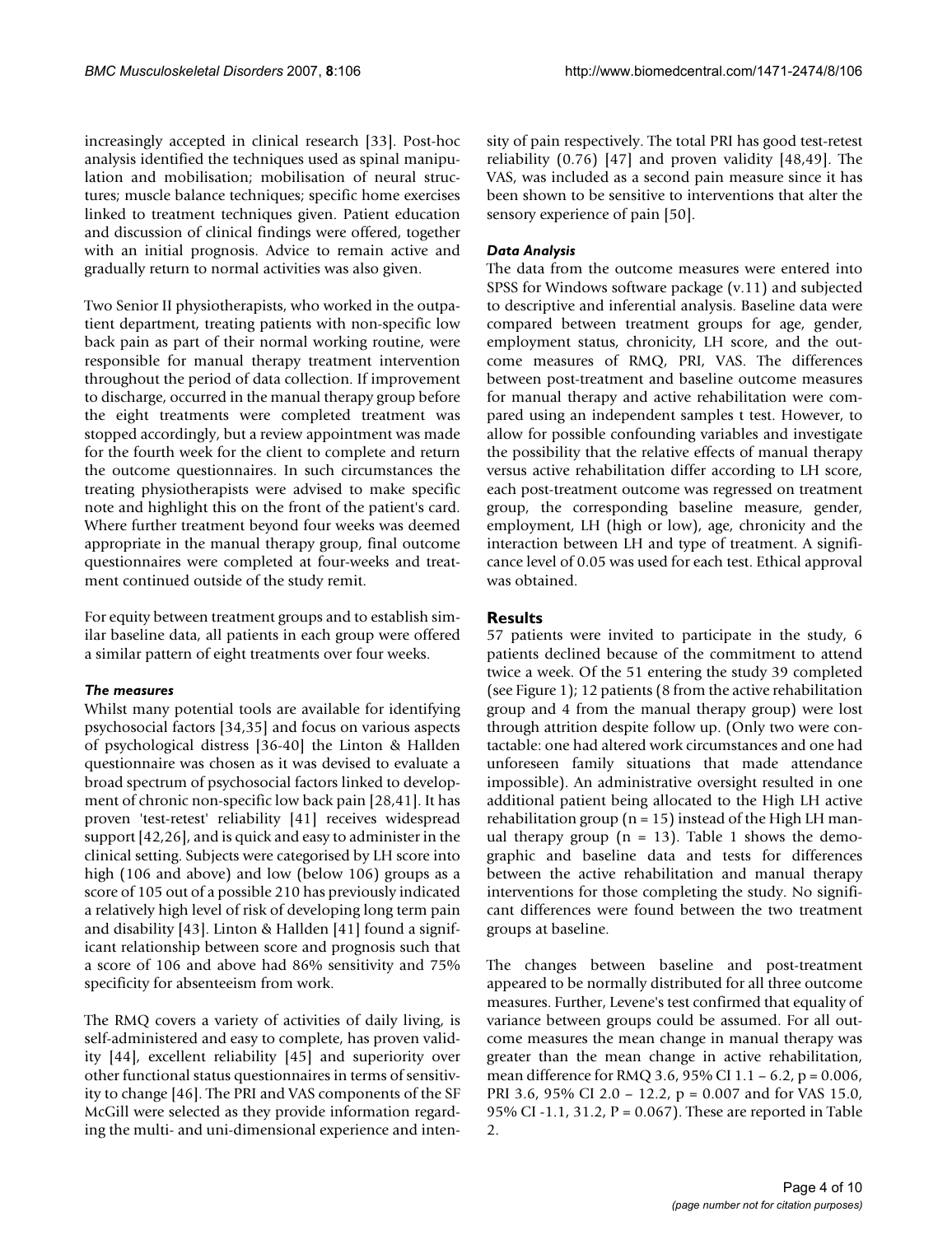increasingly accepted in clinical research [33]. Post-hoc analysis identified the techniques used as spinal manipulation and mobilisation; mobilisation of neural structures; muscle balance techniques; specific home exercises linked to treatment techniques given. Patient education and discussion of clinical findings were offered, together with an initial prognosis. Advice to remain active and gradually return to normal activities was also given.

Two Senior II physiotherapists, who worked in the outpatient department, treating patients with non-specific low back pain as part of their normal working routine, were responsible for manual therapy treatment intervention throughout the period of data collection. If improvement to discharge, occurred in the manual therapy group before the eight treatments were completed treatment was stopped accordingly, but a review appointment was made for the fourth week for the client to complete and return the outcome questionnaires. In such circumstances the treating physiotherapists were advised to make specific note and highlight this on the front of the patient's card. Where further treatment beyond four weeks was deemed appropriate in the manual therapy group, final outcome questionnaires were completed at four-weeks and treatment continued outside of the study remit.

For equity between treatment groups and to establish similar baseline data, all patients in each group were offered a similar pattern of eight treatments over four weeks.

### *The measures*

Whilst many potential tools are available for identifying psychosocial factors [34,35] and focus on various aspects of psychological distress [36-40] the Linton & Hallden questionnaire was chosen as it was devised to evaluate a broad spectrum of psychosocial factors linked to development of chronic non-specific low back pain [28,41]. It has proven 'test-retest' reliability [41] receives widespread support [42,26], and is quick and easy to administer in the clinical setting. Subjects were categorised by LH score into high (106 and above) and low (below 106) groups as a score of 105 out of a possible 210 has previously indicated a relatively high level of risk of developing long term pain and disability [43]. Linton & Hallden [41] found a significant relationship between score and prognosis such that a score of 106 and above had 86% sensitivity and 75% specificity for absenteeism from work.

The RMQ covers a variety of activities of daily living, is self-administered and easy to complete, has proven validity [44], excellent reliability [45] and superiority over other functional status questionnaires in terms of sensitivity to change [46]. The PRI and VAS components of the SF McGill were selected as they provide information regarding the multi- and uni-dimensional experience and intensity of pain respectively. The total PRI has good test-retest reliability (0.76) [47] and proven validity [48,49]. The VAS, was included as a second pain measure since it has been shown to be sensitive to interventions that alter the sensory experience of pain [50].

### *Data Analysis*

The data from the outcome measures were entered into SPSS for Windows software package (v.11) and subjected to descriptive and inferential analysis. Baseline data were compared between treatment groups for age, gender, employment status, chronicity, LH score, and the outcome measures of RMQ, PRI, VAS. The differences between post-treatment and baseline outcome measures for manual therapy and active rehabilitation were compared using an independent samples t test. However, to allow for possible confounding variables and investigate the possibility that the relative effects of manual therapy versus active rehabilitation differ according to LH score, each post-treatment outcome was regressed on treatment group, the corresponding baseline measure, gender, employment, LH (high or low), age, chronicity and the interaction between LH and type of treatment. A significance level of 0.05 was used for each test. Ethical approval was obtained.

## Results

57 patients were invited to participate in the study, 6 patients declined because of the commitment to attend twice a week. Of the 51 entering the study 39 completed (see Figure 1); 12 patients (8 from the active rehabilitation group and 4 from the manual therapy group) were lost through attrition despite follow up. (Only two were contactable: one had altered work circumstances and one had unforeseen family situations that made attendance impossible). An administrative oversight resulted in one additional patient being allocated to the High LH active rehabilitation group (n = 15) instead of the High LH manual therapy group (n = 13). Table 1 shows the demographic and baseline data and tests for differences between the active rehabilitation and manual therapy interventions for those completing the study. No significant differences were found between the two treatment groups at baseline.

The changes between baseline and post-treatment appeared to be normally distributed for all three outcome measures. Further, Levene's test confirmed that equality of variance between groups could be assumed. For all outcome measures the mean change in manual therapy was greater than the mean change in active rehabilitation, mean difference for RMQ 3.6, 95% CI 1.1 – 6.2, p = 0.006, PRI 3.6, 95% CI 2.0 – 12.2, p = 0.007 and for VAS 15.0, 95% CI -1.1, 31.2, P = 0.067). These are reported in Table 2.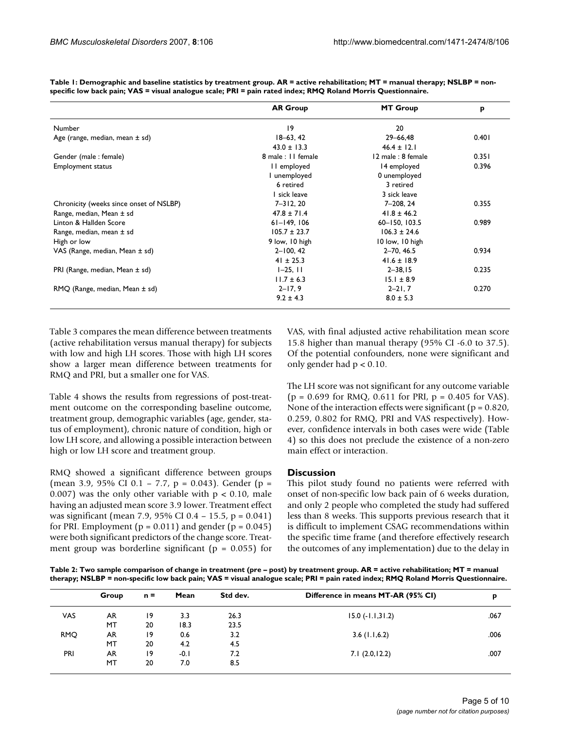**Table 1: Demographic and baseline statistics by treatment group. AR = active rehabilitation; MT = manual therapy; NSLBP = non-specific low back pain; VAS = visual analogue scale; PRI = pain rated index; RMQ Roland Morris Questionnaire.**

| | AR Group | MT Group | p |
|---|---|---|---|
| Number | 19 | 20 | |
| Age (range, median, mean ± sd) | 18–63, 42<br>43.0 ± 13.3 | 29–66,48<br>46.4 ± 12.1 | 0.401 |
| Gender (male : female) | 8 male : 11 female | 12 male : 8 female | 0.351 |
| Employment status | 11 employed<br>1 unemployed<br>6 retired<br>1 sick leave | 14 employed<br>0 unemployed<br>3 retired<br>3 sick leave | 0.396 |
| Chronicity (weeks since onset of NSLBP)<br>Range, median, Mean ± sd | 7–312, 20<br>47.8 ± 71.4 | 7–208, 24<br>41.8 ± 46.2 | 0.355 |
| Linton & Hallden Score<br>Range, median, mean ± sd | 61–149, 106<br>105.7 ± 23.7 | 60–150, 103.5<br>106.3 ± 24.6 | 0.989 |
| High or low | 9 low, 10 high | 10 low, 10 high | |
| VAS (Range, median, Mean ± sd) | 2–100, 42<br>41 ± 25.3 | 2–70, 46.5<br>41.6 ± 18.9 | 0.934 |
| PRI (Range, median, Mean ± sd) | 1–25, 11<br>11.7 ± 6.3 | 2–38,15<br>15.1 ± 8.9 | 0.235 |
| RMQ (Range, median, Mean ± sd) | 2–17, 9<br>9.2 ± 4.3 | 2–21, 7<br>8.0 ± 5.3 | 0.270 |

Table 3 compares the mean difference between treatments (active rehabilitation versus manual therapy) for subjects with low and high LH scores. Those with high LH scores show a larger mean difference between treatments for RMQ and PRI, but a smaller one for VAS.

Table 4 shows the results from regressions of post-treatment outcome on the corresponding baseline outcome, treatment group, demographic variables (age, gender, status of employment), chronic nature of condition, high or low LH score, and allowing a possible interaction between high or low LH score and treatment group.

RMQ showed a significant difference between groups (mean 3.9, 95% CI 0.1 – 7.7, $p = 0.043$). Gender ($p = 0.007$) was the only other variable with $p < 0.10$, male having an adjusted mean score 3.9 lower. Treatment effect was significant (mean 7.9, 95% CI 0.4 – 15.5, $p = 0.041$) for PRI. Employment ($p = 0.011$) and gender ($p = 0.045$) were both significant predictors of the change score. Treatment group was borderline significant ($p = 0.055$) for VAS, with final adjusted active rehabilitation mean score 15.8 higher than manual therapy (95% CI -6.0 to 37.5). Of the potential confounders, none were significant and only gender had $p < 0.10$.

The LH score was not significant for any outcome variable ($p = 0.699$ for RMQ, 0.611 for PRI, $p = 0.405$ for VAS). None of the interaction effects were significant ($p = 0.820$, 0.259, 0.802 for RMQ, PRI and VAS respectively). However, confidence intervals in both cases were wide (Table 4) so this does not preclude the existence of a non-zero main effect or interaction.

## Discussion

This pilot study found no patients were referred with onset of non-specific low back pain of 6 weeks duration, and only 2 people who completed the study had suffered less than 8 weeks. This supports previous research that it is difficult to implement CSAG recommendations within the specific time frame (and therefore effectively research the outcomes of any implementation) due to the delay in

**Table 2: Two sample comparison of change in treatment (pre – post) by treatment group. AR = active rehabilitation; MT = manual therapy; NSLBP = non-specific low back pain; VAS = visual analogue scale; PRI = pain rated index; RMQ Roland Morris Questionnaire.**

| | Group | n = | Mean | Std dev. | Difference in means MT-AR (95% CI) | p |
|---|---|---|---|---|---|---|
| VAS | AR | 19 | 3.3 | 26.3 | 15.0 (-1.1,31.2) | .067 |
| | MT | 20 | 18.3 | 23.5 | | |
| RMQ | AR | 19 | 0.6 | 3.2 | 3.6 (1.1,6.2) | .006 |
| | MT | 20 | 4.2 | 4.5 | | |
| PRI | AR | 19 | -0.1 | 7.2 | 7.1 (2.0,12.2) | .007 |
| | MT | 20 | 7.0 | 8.5 | | |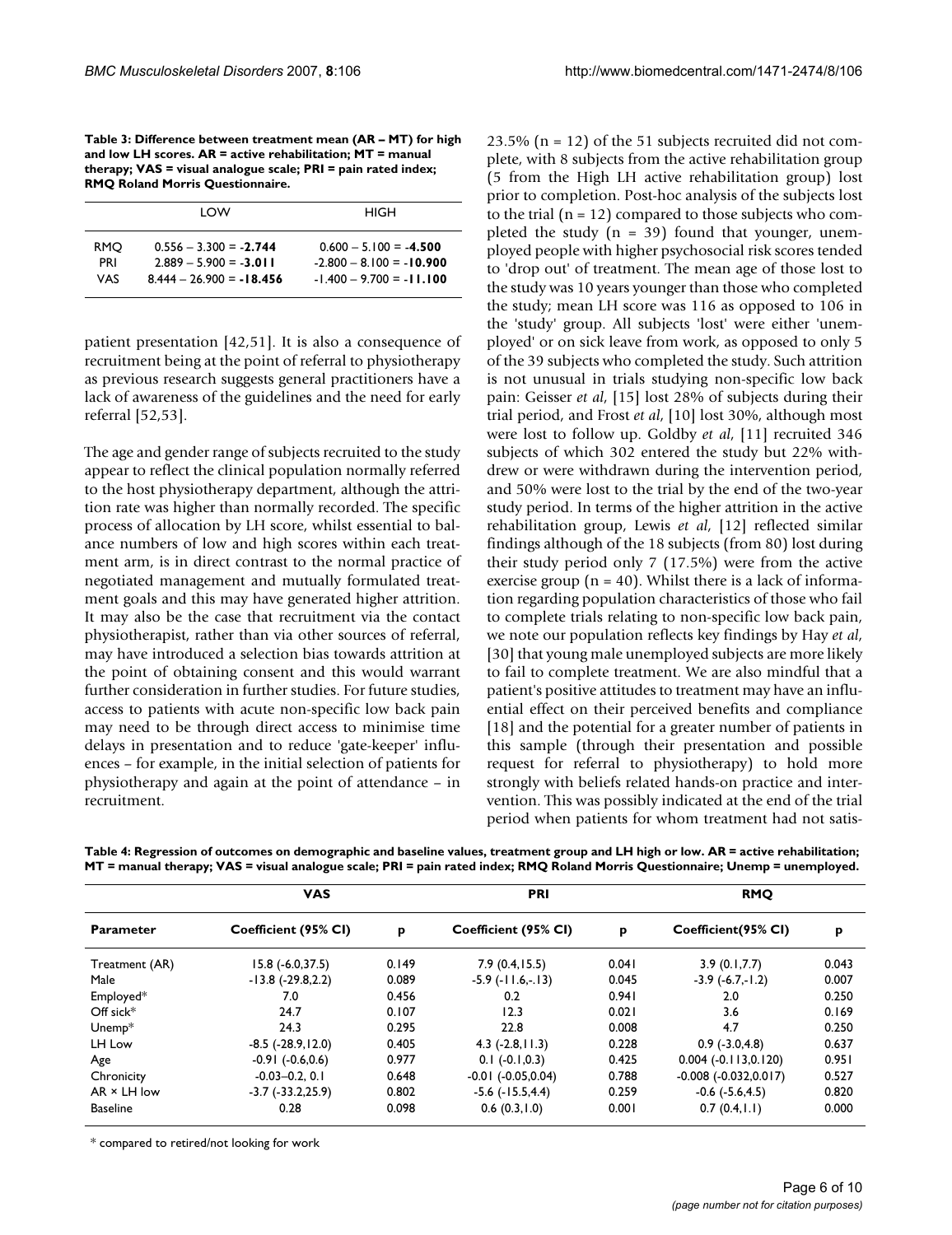**Table 3: Difference between treatment mean (AR – MT) for high and low LH scores. AR = active rehabilitation; MT = manual therapy; VAS = visual analogue scale; PRI = pain rated index; RMQ Roland Morris Questionnaire.**

| | LOW | HIGH |
|---|---|---|
| RMQ | 0.556 – 3.300 = **-2.744** | 0.600 – 5.100 = **-4.500** |
| PRI | 2.889 – 5.900 = **-3.011** | -2.800 – 8.100 = **-10.900** |
| VAS | 8.444 – 26.900 = **-18.456** | -1.400 – 9.700 = **-11.100** |

patient presentation [42,51]. It is also a consequence of recruitment being at the point of referral to physiotherapy as previous research suggests general practitioners have a lack of awareness of the guidelines and the need for early referral [52,53].

The age and gender range of subjects recruited to the study appear to reflect the clinical population normally referred to the host physiotherapy department, although the attrition rate was higher than normally recorded. The specific process of allocation by LH score, whilst essential to balance numbers of low and high scores within each treatment arm, is in direct contrast to the normal practice of negotiated management and mutually formulated treatment goals and this may have generated higher attrition. It may also be the case that recruitment via the contact physiotherapist, rather than via other sources of referral, may have introduced a selection bias towards attrition at the point of obtaining consent and this would warrant further consideration in further studies. For future studies, access to patients with acute non-specific low back pain may need to be through direct access to minimise time delays in presentation and to reduce 'gate-keeper' influences – for example, in the initial selection of patients for physiotherapy and again at the point of attendance – in recruitment.

23.5% (n = 12) of the 51 subjects recruited did not complete, with 8 subjects from the active rehabilitation group (5 from the High LH active rehabilitation group) lost prior to completion. Post-hoc analysis of the subjects lost to the trial (n = 12) compared to those subjects who completed the study (n = 39) found that younger, unemployed people with higher psychosocial risk scores tended to 'drop out' of treatment. The mean age of those lost to the study was 10 years younger than those who completed the study; mean LH score was 116 as opposed to 106 in the 'study' group. All subjects 'lost' were either 'unemployed' or on sick leave from work, as opposed to only 5 of the 39 subjects who completed the study. Such attrition is not unusual in trials studying non-specific low back pain: Geisser *et al*, [15] lost 28% of subjects during their trial period, and Frost *et al*, [10] lost 30%, although most were lost to follow up. Goldby *et al*, [11] recruited 346 subjects of which 302 entered the study but 22% withdrew or were withdrawn during the intervention period, and 50% were lost to the trial by the end of the two-year study period. In terms of the higher attrition in the active rehabilitation group, Lewis *et al*, [12] reflected similar findings although of the 18 subjects (from 80) lost during their study period only 7 (17.5%) were from the active exercise group (n = 40). Whilst there is a lack of information regarding population characteristics of those who fail to complete trials relating to non-specific low back pain, we note our population reflects key findings by Hay *et al*, [30] that young male unemployed subjects are more likely to fail to complete treatment. We are also mindful that a patient's positive attitudes to treatment may have an influential effect on their perceived benefits and compliance [18] and the potential for a greater number of patients in this sample (through their presentation and possible request for referral to physiotherapy) to hold more strongly with beliefs related hands-on practice and intervention. This was possibly indicated at the end of the trial period when patients for whom treatment had not satis-

**Table 4: Regression of outcomes on demographic and baseline values, treatment group and LH high or low. AR = active rehabilitation; MT = manual therapy; VAS = visual analogue scale; PRI = pain rated index; RMQ Roland Morris Questionnaire; Unemp = unemployed.**

| | VAS | | PRI | | RMQ | |
|---|---|---|---|---|---|---|
| **Parameter** | **Coefficient (95% CI)** | **p** | **Coefficient (95% CI)** | **p** | **Coefficient(95% CI)** | **p** |
| Treatment (AR) | 15.8 (-6.0,37.5) | 0.149 | 7.9 (0.4,15.5) | 0.041 | 3.9 (0.1,7.7) | 0.043 |
| Male | -13.8 (-29.8,2.2) | 0.089 | -5.9 (-11.6,-.13) | 0.045 | -3.9 (-6.7,-1.2) | 0.007 |
| Employed* | 7.0 | 0.456 | 0.2 | 0.941 | 2.0 | 0.250 |
| Off sick* | 24.7 | 0.107 | 12.3 | 0.021 | 3.6 | 0.169 |
| Unemp* | 24.3 | 0.295 | 22.8 | 0.008 | 4.7 | 0.250 |
| LH Low | -8.5 (-28.9,12.0) | 0.405 | 4.3 (-2.8,11.3) | 0.228 | 0.9 (-3.0,4.8) | 0.637 |
| Age | -0.91 (-0.6,0.6) | 0.977 | 0.1 (-0.1,0.3) | 0.425 | 0.004 (-0.113,0.120) | 0.951 |
| Chronicity | -0.03–0.2, 0.1 | 0.648 | -0.01 (-0.05,0.04) | 0.788 | -0.008 (-0.032,0.017) | 0.527 |
| AR × LH low | -3.7 (-33.2,25.9) | 0.802 | -5.6 (-15.5,4.4) | 0.259 | -0.6 (-5.6,4.5) | 0.820 |
| Baseline | 0.28 | 0.098 | 0.6 (0.3,1.0) | 0.001 | 0.7 (0.4,1.1) | 0.000 |

* compared to retired/not looking for work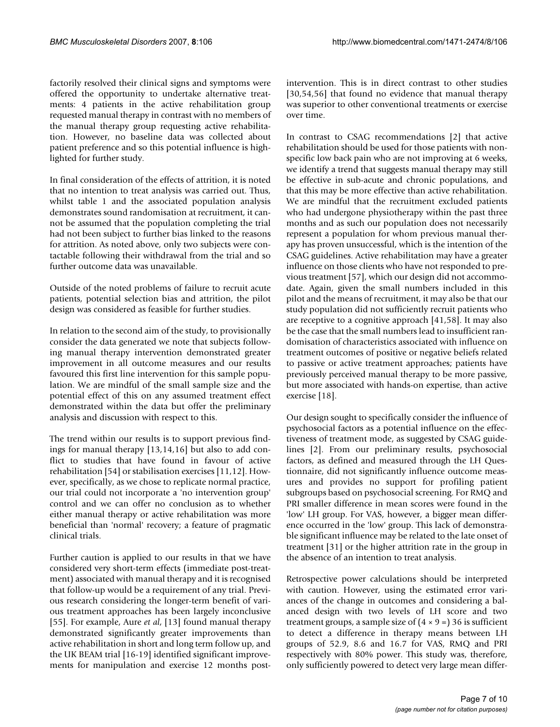factorily resolved their clinical signs and symptoms were offered the opportunity to undertake alternative treatments: 4 patients in the active rehabilitation group requested manual therapy in contrast with no members of the manual therapy group requesting active rehabilitation. However, no baseline data was collected about patient preference and so this potential influence is highlighted for further study.

In final consideration of the effects of attrition, it is noted that no intention to treat analysis was carried out. Thus, whilst table 1 and the associated population analysis demonstrates sound randomisation at recruitment, it cannot be assumed that the population completing the trial had not been subject to further bias linked to the reasons for attrition. As noted above, only two subjects were contactable following their withdrawal from the trial and so further outcome data was unavailable.

Outside of the noted problems of failure to recruit acute patients, potential selection bias and attrition, the pilot design was considered as feasible for further studies.

In relation to the second aim of the study, to provisionally consider the data generated we note that subjects following manual therapy intervention demonstrated greater improvement in all outcome measures and our results favoured this first line intervention for this sample population. We are mindful of the small sample size and the potential effect of this on any assumed treatment effect demonstrated within the data but offer the preliminary analysis and discussion with respect to this.

The trend within our results is to support previous findings for manual therapy [13,14,16] but also to add conflict to studies that have found in favour of active rehabilitation [54] or stabilisation exercises [11,12]. However, specifically, as we chose to replicate normal practice, our trial could not incorporate a 'no intervention group' control and we can offer no conclusion as to whether either manual therapy or active rehabilitation was more beneficial than 'normal' recovery; a feature of pragmatic clinical trials.

Further caution is applied to our results in that we have considered very short-term effects (immediate post-treatment) associated with manual therapy and it is recognised that follow-up would be a requirement of any trial. Previous research considering the longer-term benefit of various treatment approaches has been largely inconclusive [55]. For example, Aure *et al*, [13] found manual therapy demonstrated significantly greater improvements than active rehabilitation in short and long term follow up, and the UK BEAM trial [16-19] identified significant improvements for manipulation and exercise 12 months post-intervention. This is in direct contrast to other studies [30,54,56] that found no evidence that manual therapy was superior to other conventional treatments or exercise over time.

In contrast to CSAG recommendations [2] that active rehabilitation should be used for those patients with non-specific low back pain who are not improving at 6 weeks, we identify a trend that suggests manual therapy may still be effective in sub-acute and chronic populations, and that this may be more effective than active rehabilitation. We are mindful that the recruitment excluded patients who had undergone physiotherapy within the past three months and as such our population does not necessarily represent a population for whom previous manual therapy has proven unsuccessful, which is the intention of the CSAG guidelines. Active rehabilitation may have a greater influence on those clients who have not responded to previous treatment [57], which our design did not accommodate. Again, given the small numbers included in this pilot and the means of recruitment, it may also be that our study population did not sufficiently recruit patients who are receptive to a cognitive approach [41,58]. It may also be the case that the small numbers lead to insufficient randomisation of characteristics associated with influence on treatment outcomes of positive or negative beliefs related to passive or active treatment approaches; patients have previously perceived manual therapy to be more passive, but more associated with hands-on expertise, than active exercise [18].

Our design sought to specifically consider the influence of psychosocial factors as a potential influence on the effectiveness of treatment mode, as suggested by CSAG guidelines [2]. From our preliminary results, psychosocial factors, as defined and measured through the LH Questionnaire, did not significantly influence outcome measures and provides no support for profiling patient subgroups based on psychosocial screening. For RMQ and PRI smaller difference in mean scores were found in the 'low' LH group. For VAS, however, a bigger mean difference occurred in the 'low' group. This lack of demonstrable significant influence may be related to the late onset of treatment [31] or the higher attrition rate in the group in the absence of an intention to treat analysis.

Retrospective power calculations should be interpreted with caution. However, using the estimated error variances of the change in outcomes and considering a balanced design with two levels of LH score and two treatment groups, a sample size of ($4 \times 9 =$) 36 is sufficient to detect a difference in therapy means between LH groups of 52.9, 8.6 and 16.7 for VAS, RMQ and PRI respectively with 80% power. This study was, therefore, only sufficiently powered to detect very large mean differ-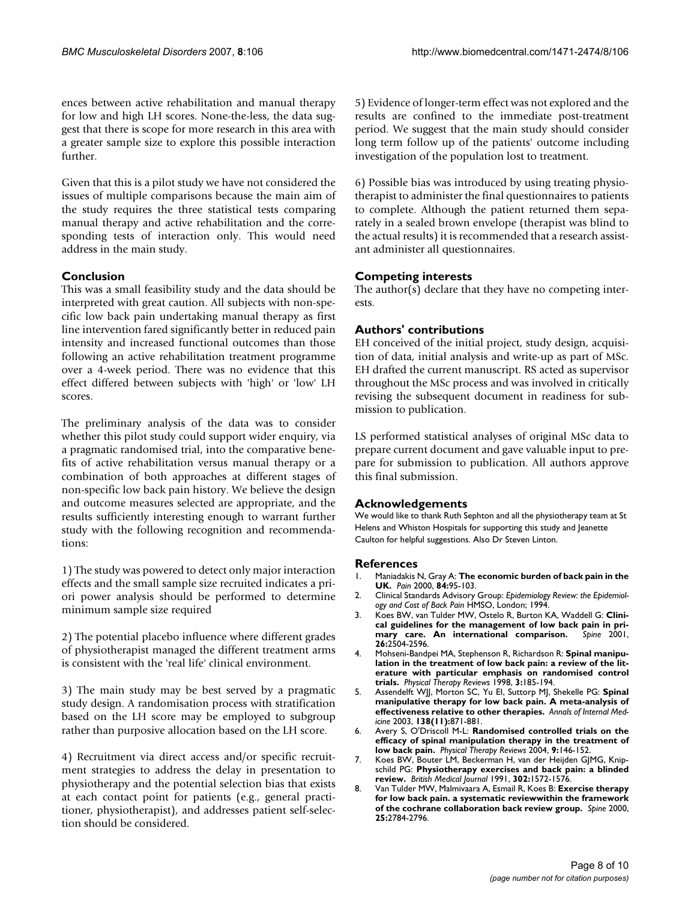ences between active rehabilitation and manual therapy for low and high LH scores. None-the-less, the data suggest that there is scope for more research in this area with a greater sample size to explore this possible interaction further.

Given that this is a pilot study we have not considered the issues of multiple comparisons because the main aim of the study requires the three statistical tests comparing manual therapy and active rehabilitation and the corresponding tests of interaction only. This would need address in the main study.

## Conclusion

This was a small feasibility study and the data should be interpreted with great caution. All subjects with non-specific low back pain undertaking manual therapy as first line intervention fared significantly better in reduced pain intensity and increased functional outcomes than those following an active rehabilitation treatment programme over a 4-week period. There was no evidence that this effect differed between subjects with 'high' or 'low' LH scores.

The preliminary analysis of the data was to consider whether this pilot study could support wider enquiry, via a pragmatic randomised trial, into the comparative benefits of active rehabilitation versus manual therapy or a combination of both approaches at different stages of non-specific low back pain history. We believe the design and outcome measures selected are appropriate, and the results sufficiently interesting enough to warrant further study with the following recognition and recommendations:

1) The study was powered to detect only major interaction effects and the small sample size recruited indicates a priori power analysis should be performed to determine minimum sample size required

2) The potential placebo influence where different grades of physiotherapist managed the different treatment arms is consistent with the 'real life' clinical environment.

3) The main study may be best served by a pragmatic study design. A randomisation process with stratification based on the LH score may be employed to subgroup rather than purposive allocation based on the LH score.

4) Recruitment via direct access and/or specific recruitment strategies to address the delay in presentation to physiotherapy and the potential selection bias that exists at each contact point for patients (e.g., general practitioner, physiotherapist), and addresses patient self-selection should be considered.

5) Evidence of longer-term effect was not explored and the results are confined to the immediate post-treatment period. We suggest that the main study should consider long term follow up of the patients' outcome including investigation of the population lost to treatment.

6) Possible bias was introduced by using treating physiotherapist to administer the final questionnaires to patients to complete. Although the patient returned them separately in a sealed brown envelope (therapist was blind to the actual results) it is recommended that a research assistant administer all questionnaires.

## Competing interests

The author(s) declare that they have no competing interests.

## Authors' contributions

EH conceived of the initial project, study design, acquisition of data, initial analysis and write-up as part of MSc. EH drafted the current manuscript. RS acted as supervisor throughout the MSc process and was involved in critically revising the subsequent document in readiness for submission to publication.

LS performed statistical analyses of original MSc data to prepare current document and gave valuable input to prepare for submission to publication. All authors approve this final submission.

## Acknowledgements

We would like to thank Ruth Sephton and all the physiotherapy team at St Helens and Whiston Hospitals for supporting this study and Jeanette Caulton for helpful suggestions. Also Dr Steven Linton.

## References

1. Maniadakis N, Gray A: **The economic burden of back pain in the UK.** *Pain* 2000, **84:**95-103.
2. Clinical Standards Advisory Group: *Epidemiology Review: the Epidemiology and Cost of Back Pain* HMSO, London; 1994.
3. Koes BW, van Tulder MW, Ostelo R, Burton KA, Waddell G: **Clinical guidelines for the management of low back pain in primary care. An international comparison.** *Spine* 2001, **26:**2504-2596.
4. Mohseni-Bandpei MA, Stephenson R, Richardson R: **Spinal manipulation in the treatment of low back pain: a review of the literature with particular emphasis on randomised control trials.** *Physical Therapy Reviews* 1998, **3:**185-194.
5. Assendelft WJJ, Morton SC, Yu EI, Suttorp MJ, Shekelle PG: **Spinal manipulative therapy for low back pain. A meta-analysis of effectiveness relative to other therapies.** *Annals of Internal Medicine* 2003, **138(11):**871-881.
6. Avery S, O'Driscoll M-L: **Randomised controlled trials on the efficacy of spinal manipulation therapy in the treatment of low back pain.** *Physical Therapy Reviews* 2004, **9:**146-152.
7. Koes BW, Bouter LM, Beckerman H, van der Heijden GJMG, Knipschild PG: **Physiotherapy exercises and back pain: a blinded review.** *British Medical Journal* 1991, **302:**1572-1576.
8. Van Tulder MW, Malmivaara A, Esmail R, Koes B: **Exercise therapy for low back pain. a systematic reviewwithin the framework of the cochrane collaboration back review group.** *Spine* 2000, **25:**2784-2796.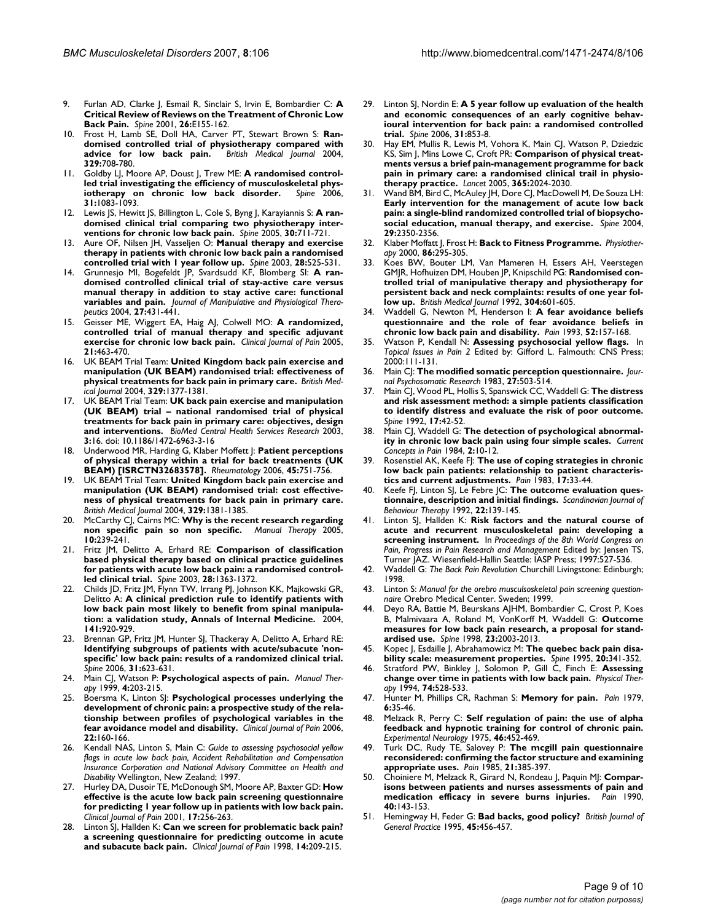9. Furlan AD, Clarke J, Esmail R, Sinclair S, Irvin E, Bombardier C: **A Critical Review of Reviews on the Treatment of Chronic Low Back Pain.** *Spine* 2001, **26:**E155-162.
10. Frost H, Lamb SE, Doll HA, Carver PT, Stewart Brown S: **Randomised controlled trial of physiotherapy compared with advice for low back pain.** *British Medical Journal* 2004, **329:**708-780.
11. Goldby LJ, Moore AP, Doust J, Trew ME: **A randomised controlled trial investigating the efficiency of musculoskeletal physiotherapy on chronic low back disorder.** *Spine* 2006, **31:**1083-1093.
12. Lewis JS, Hewitt JS, Billington L, Cole S, Byng J, Karayiannis S: **A randomised clinical trial comparing two physiotherapy interventions for chronic low back pain.** *Spine* 2005, **30:**711-721.
13. Aure OF, Nilsen JH, Vasseljen O: **Manual therapy and exercise therapy in patients with chronic low back pain a randomised controlled trial with 1 year follow up.** *Spine* 2003, **28:**525-531.
14. Grunnesjo MI, Bogefeldt JP, Svardsudd KF, Blomberg SI: **A randomised controlled clinical trial of stay-active care versus manual therapy in addition to stay active care: functional variables and pain.** *Journal of Manipulative and Physiological Therapeutics* 2004, **27:**431-441.
15. Geisser ME, Wiggert EA, Haig AJ, Colwell MO: **A randomized, controlled trial of manual therapy and specific adjuvant exercise for chronic low back pain.** *Clinical Journal of Pain* 2005, **21:**463-470.
16. UK BEAM Trial Team: **United Kingdom back pain exercise and manipulation (UK BEAM) randomised trial: effectiveness of physical treatments for back pain in primary care.** *British Medical Journal* 2004, **329:**1377-1381.
17. UK BEAM Trial Team: **UK back pain exercise and manipulation (UK BEAM) trial – national randomised trial of physical treatments for back pain in primary care: objectives, design and interventions.** *BioMed Central Health Services Research* 2003, **3:**16. doi: 10.1186/1472-6963-3-16
18. Underwood MR, Harding G, Klaber Moffett J: **Patient perceptions of physical therapy within a trial for back treatments (UK BEAM) [ISRCTN32683578].** *Rheumatology* 2006, **45:**751-756.
19. UK BEAM Trial Team: **United Kingdom back pain exercise and manipulation (UK BEAM) randomised trial: cost effectiveness of physical treatments for back pain in primary care.** *British Medical Journal* 2004, **329:**1381-1385.
20. McCarthy CJ, Cairns MC: **Why is the recent research regarding non specific pain so non specific.** *Manual Therapy* 2005, **10:**239-241.
21. Fritz JM, Delitto A, Erhard RE: **Comparison of classification based physical therapy based on clinical practice guidelines for patients with acute low back pain: a randomised controlled clinical trial.** *Spine* 2003, **28:**1363-1372.
22. Childs JD, Fritz JM, Flynn TW, Irrang PJ, Johnson KK, Majkowski GR, Delitto A: **A clinical prediction rule to identify patients with low back pain most likely to benefit from spinal manipulation: a validation study, Annals of Internal Medicine.** 2004, **141:**920-929.
23. Brennan GP, Fritz JM, Hunter SJ, Thackeray A, Delitto A, Erhard RE: **Identifying subgroups of patients with acute/subacute 'nonspecific' low back pain: results of a randomized clinical trial.** *Spine* 2006, **31:**623-631.
24. Main CJ, Watson P: **Psychological aspects of pain.** *Manual Therapy* 1999, **4:**203-215.
25. Boersma K, Linton SJ: **Psychological processes underlying the development of chronic pain: a prospective study of the relationship between profiles of psychological variables in the fear avoidance model and disability.** *Clinical Journal of Pain* 2006, **22:**160-166.
26. Kendall NAS, Linton S, Main C: *Guide to assessing psychosocial yellow flags in acute low back pain, Accident Rehabilitation and Compensation Insurance Corporation and National Advisory Committee on Health and Disability* Wellington, New Zealand; 1997.
27. Hurley DA, Dusoir TE, McDonough SM, Moore AP, Baxter GD: **How effective is the acute low back pain screening questionnaire for predicting 1 year follow up in patients with low back pain.** *Clinical Journal of Pain* 2001, **17:**256-263.
28. Linton SJ, Hallden K: **Can we screen for problematic back pain? a screening questionnaire for predicting outcome in acute and subacute back pain.** *Clinical Journal of Pain* 1998, **14:**209-215.
29. Linton SJ, Nordin E: **A 5 year follow up evaluation of the health and economic consequences of an early cognitive behavioural intervention for back pain: a randomised controlled trial.** *Spine* 2006, **31:**853-8.
30. Hay EM, Mullis R, Lewis M, Vohora K, Main CJ, Watson P, Dziedzic KS, Sim J, Mins Lowe C, Croft PR: **Comparison of physical treatments versus a brief pain-management programme for back pain in primary care: a randomised clinical trail in physiotherapy practice.** *Lancet* 2005, **365:**2024-2030.
31. Wand BM, Bird C, McAuley JH, Dore CJ, MacDowell M, De Souza LH: **Early intervention for the management of acute low back pain: a single-blind randomized controlled trial of biopsychosocial education, manual therapy, and exercise.** *Spine* 2004, **29:**2350-2356.
32. Klaber Moffatt J, Frost H: **Back to Fitness Programme.** *Physiotherapy* 2000, **86:**295-305.
33. Koes BW, Bouter LM, Van Mameren H, Essers AH, Veerstegen GMJR, Hofhuizen DM, Houben JP, Knipschild PG: **Randomised controlled trial of manipulative therapy and physiotherapy for persistent back and neck complaints: results of one year follow up.** *British Medical Journal* 1992, **304:**601-605.
34. Waddell G, Newton M, Henderson I: **A fear avoidance beliefs questionnaire and the role of fear avoidance beliefs in chronic low back pain and disability.** *Pain* 1993, **52:**157-168.
35. Watson P, Kendall N: **Assessing psychosocial yellow flags.** In *Topical Issues in Pain 2* Edited by: Gifford L. Falmouth: CNS Press; 2000:111-131.
36. Main CJ: **The modified somatic perception questionnaire.** *Journal Psychosomatic Research* 1983, **27:**503-514.
37. Main CJ, Wood PL, Hollis S, Spanswick CC, Waddell G: **The distress and risk assessment method: a simple patients classification to identify distress and evaluate the risk of poor outcome.** *Spine* 1992, **17:**42-52.
38. Main CJ, Waddell G: **The detection of psychological abnormality in chronic low back pain using four simple scales.** *Current Concepts in Pain* 1984, **2:**10-12.
39. Rosenstiel AK, Keefe FJ: **The use of coping strategies in chronic low back pain patients: relationship to patient characteristics and current adjustments.** *Pain* 1983, **17:**33-44.
40. Keefe FJ, Linton SJ, Le Febre JC: **The outcome evaluation questionnaire, description and initial findings.** *Scandinavian Journal of Behaviour Therapy* 1992, **22:**139-145.
41. Linton SJ, Hallden K: **Risk factors and the natural course of acute and recurrent musculoskeletal pain: developing a screening instrument.** In *Proceedings of the 8th World Congress on Pain, Progress in Pain Research and Management* Edited by: Jensen TS, Turner JAZ. Wiesenfield-Hallin Seattle: IASP Press; 1997:527-536.
42. Waddell G: *The Back Pain Revolution* Churchill Livingstone: Edinburgh; 1998.
43. Linton S: *Manual for the orebro musculsoskeletal pain screening questionnaire* Orebro Medical Center. Sweden; 1999.
44. Deyo RA, Battie M, Beurskans AJHM, Bombardier C, Crost P, Koes B, Malmivaara A, Roland M, VonKorff M, Waddell G: **Outcome measures for low back pain research, a proposal for standardised use.** *Spine* 1998, **23:**2003-2013.
45. Kopec J, Esdaille J, Abrahamowicz M: **The quebec back pain disability scale: measurement properties.** *Spine* 1995, **20:**341-352.
46. Stratford PW, Binkley J, Solomon P, Gill C, Finch E: **Assessing change over time in patients with low back pain.** *Physical Therapy* 1994, **74:**528-533.
47. Hunter M, Phillips CR, Rachman S: **Memory for pain.** *Pain* 1979, **6:**35-46.
48. Melzack R, Perry C: **Self regulation of pain: the use of alpha feedback and hypnotic training for control of chronic pain.** *Experimental Neurology* 1975, **46:**452-469.
49. Turk DC, Rudy TE, Salovey P: **The mcgill pain questionnaire reconsidered: confirming the factor structure and examining appropriate uses.** *Pain* 1985, **21:**385-397.
50. Choiniere M, Melzack R, Girard N, Rondeau J, Paquin MJ: **Comparisons between patients and nurses assessments of pain and medication efficacy in severe burns injuries.** *Pain* 1990, **40:**143-153.
51. Hemingway H, Feder G: **Bad backs, good policy?** *British Journal of General Practice* 1995, **45:**456-457.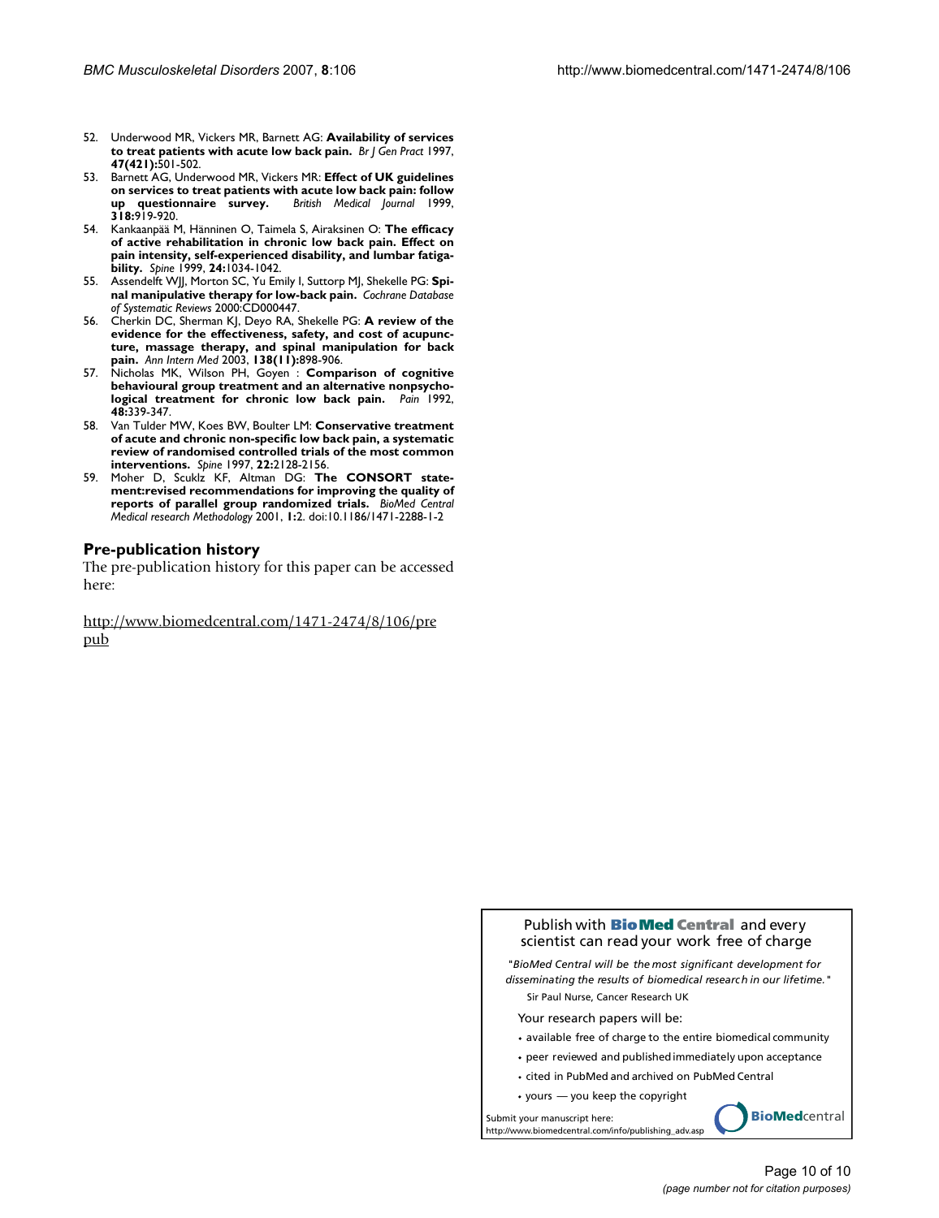52. Underwood MR, Vickers MR, Barnett AG: **Availability of services to treat patients with acute low back pain.** *Br J Gen Pract* 1997, **47(421):**501-502.
53. Barnett AG, Underwood MR, Vickers MR: **Effect of UK guidelines on services to treat patients with acute low back pain: follow up questionnaire survey.** *British Medical Journal* 1999, **318:**919-920.
54. Kankaanpää M, Hänninen O, Taimela S, Airaksinen O: **The efficacy of active rehabilitation in chronic low back pain. Effect on pain intensity, self-experienced disability, and lumbar fatigability.** *Spine* 1999, **24:**1034-1042.
55. Assendelft WJJ, Morton SC, Yu Emily I, Suttorp MJ, Shekelle PG: **Spinal manipulative therapy for low-back pain.** *Cochrane Database of Systematic Reviews* 2000:CD000447.
56. Cherkin DC, Sherman KJ, Deyo RA, Shekelle PG: **A review of the evidence for the effectiveness, safety, and cost of acupuncture, massage therapy, and spinal manipulation for back pain.** *Ann Intern Med* 2003, **138(11):**898-906.
57. Nicholas MK, Wilson PH, Goyen : **Comparison of cognitive behavioural group treatment and an alternative nonpsychological treatment for chronic low back pain.** *Pain* 1992, **48:**339-347.
58. Van Tulder MW, Koes BW, Boulter LM: **Conservative treatment of acute and chronic non-specific low back pain, a systematic review of randomised controlled trials of the most common interventions.** *Spine* 1997, **22:**2128-2156.
59. Moher D, Scuklz KF, Altman DG: **The CONSORT statement:revised recommendations for improving the quality of reports of parallel group randomized trials.** *BioMed Central Medical research Methodology* 2001, **1:**2. doi:10.1186/1471-2288-1-2

## Pre-publication history

The pre-publication history for this paper can be accessed here:

http://www.biomedcentral.com/1471-2474/8/106/prepub

Publish with **BioMed Central** and every scientist can read your work free of charge

*"BioMed Central will be the most significant development for disseminating the results of biomedical research in our lifetime."*
Sir Paul Nurse, Cancer Research UK

Your research papers will be:

- available free of charge to the entire biomedical community
- peer reviewed and published immediately upon acceptance
- cited in PubMed and archived on PubMed Central
- yours — you keep the copyright

Submit your manuscript here:
http://www.biomedcentral.com/info/publishing_adv.asp

**BioMed**central